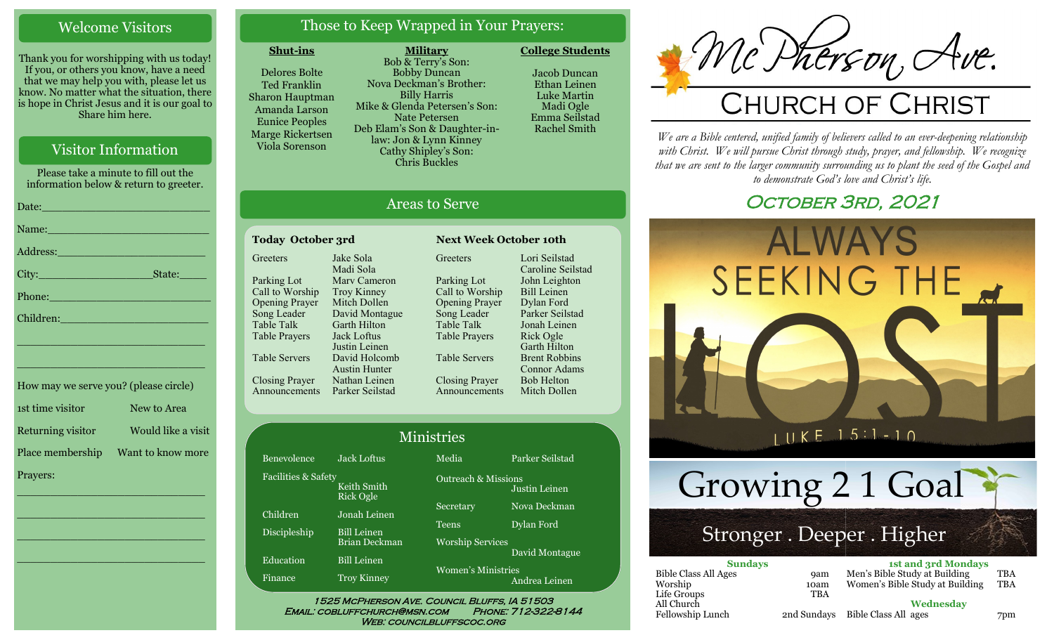## Welcome Visitors

Thank you for worshipping with us today! If you, or others you know, have a need that we may help you with, please let us know. No matter what the situation, there is hope in Christ Jesus and it is our goal to Share him here.

## Visitor Information

Please take a minute to fill out the information below & return to greeter.

Date:\_\_\_\_\_\_\_\_\_\_\_\_\_\_\_\_\_\_\_\_\_\_\_\_

Name:\_\_\_\_\_\_\_\_\_\_\_\_\_\_\_\_\_\_\_\_\_\_\_\_

Address:\_\_\_\_\_\_\_\_\_\_\_\_\_\_\_\_\_\_\_\_\_\_

City:\_\_\_\_\_\_\_\_\_\_\_\_\_\_\_\_State:\_\_\_\_\_

Phone:\_\_\_\_\_\_\_\_\_\_\_\_\_\_\_\_\_\_\_\_\_\_\_\_

Children:\_\_\_\_\_\_\_\_\_\_\_\_\_\_\_\_\_\_\_\_\_\_

\_\_\_\_\_\_\_\_\_\_\_\_\_\_\_\_\_\_\_\_\_\_\_\_\_\_\_\_\_\_

\_\_\_\_\_\_\_\_\_\_\_\_\_\_\_\_\_\_\_\_\_\_\_\_\_\_\_\_\_\_

How may we serve you? (please circle)

| | |
|---|---|
| 1st time visitor | New to Area |
| Returning visitor | Would like a visit |
| Place membership | Want to know more |

Prayers:

\_\_\_\_\_\_\_\_\_\_\_\_\_\_\_\_\_\_\_\_\_\_\_\_\_\_\_\_\_\_

\_\_\_\_\_\_\_\_\_\_\_\_\_\_\_\_\_\_\_\_\_\_\_\_\_\_\_\_\_\_

\_\_\_\_\_\_\_\_\_\_\_\_\_\_\_\_\_\_\_\_\_\_\_\_\_\_\_\_\_\_

\_\_\_\_\_\_\_\_\_\_\_\_\_\_\_\_\_\_\_\_\_\_\_\_\_\_\_\_\_\_

## Those to Keep Wrapped in Your Prayers:

**Shut-ins**
- Delores Bolte
- Ted Franklin
- Sharon Hauptman
- Amanda Larson
- Eunice Peoples
- Marge Rickertsen
- Viola Sorenson

**Military**
- Bob & Terry's Son: Bobby Duncan
- Nova Deckman's Brother: Billy Harris
- Mike & Glenda Petersen's Son: Nate Petersen
- Deb Elam's Son & Daughter-in-law: Jon & Lynn Kinney
- Cathy Shipley's Son: Chris Buckles

**College Students**
- Jacob Duncan
- Ethan Leinen
- Luke Martin
- Madi Ogle
- Emma Seilstad
- Rachel Smith

## Areas to Serve

**Today October 3rd**

| Role | Name |
|---|---|
| Greeters | Jake Sola, Madi Sola |
| Parking Lot | Marv Cameron |
| Call to Worship | Troy Kinney |
| Opening Prayer | Mitch Dollen |
| Song Leader | David Montague |
| Table Talk | Garth Hilton |
| Table Prayers | Jack Loftus, Justin Leinen |
| Table Servers | David Holcomb, Austin Hunter |
| Closing Prayer | Nathan Leinen |
| Announcements | Parker Seilstad |

**Next Week October 10th**

| Role | Name |
|---|---|
| Greeters | Lori Seilstad, Caroline Seilstad |
| Parking Lot | John Leighton |
| Call to Worship | Bill Leinen |
| Opening Prayer | Dylan Ford |
| Song Leader | Parker Seilstad |
| Table Talk | Jonah Leinen |
| Table Prayers | Rick Ogle, Garth Hilton |
| Table Servers | Brent Robbins, Connor Adams |
| Closing Prayer | Bob Helton |
| Announcements | Mitch Dollen |

## Ministries

| Ministry | Leader |
|---|---|
| Benevolence | Jack Loftus |
| Facilities & Safety | Keith Smith, Rick Ogle |
| Children | Jonah Leinen |
| Discipleship | Bill Leinen, Brian Deckman |
| Education | Bill Leinen |
| Finance | Troy Kinney |
| Media | Parker Seilstad |
| Outreach & Missions | Justin Leinen |
| Secretary | Nova Deckman |
| Teens | Dylan Ford |
| Worship Services | David Montague |
| Women's Ministries | Andrea Leinen |

1525 McPherson Ave. Council Bluffs, IA 51503
Email: cobluffchurch@msn.com Phone: 712-322-8144
Web: councilbluffscoc.org

# McPherson Ave.
# Church of Christ

*We are a Bible centered, unified family of believers called to an ever-deepening relationship with Christ. We will pursue Christ through study, prayer, and fellowship. We recognize that we are sent to the larger community surrounding us to plant the seed of the Gospel and to demonstrate God's love and Christ's life.*

## October 3rd, 2021

ALWAYS SEEKING THE LOST
LUKE 15:1-10

Growing 2 1 Goal
Stronger . Deeper . Higher

**Sundays**

| | |
|---|---|
| Bible Class All Ages | 9am |
| Worship | 10am |
| Life Groups | TBA |
| All Church Fellowship Lunch | 2nd Sundays |

**1st and 3rd Mondays**

| | |
|---|---|
| Men's Bible Study at Building | TBA |
| Women's Bible Study at Building | TBA |

**Wednesday**

| | |
|---|---|
| Bible Class All ages | 7pm |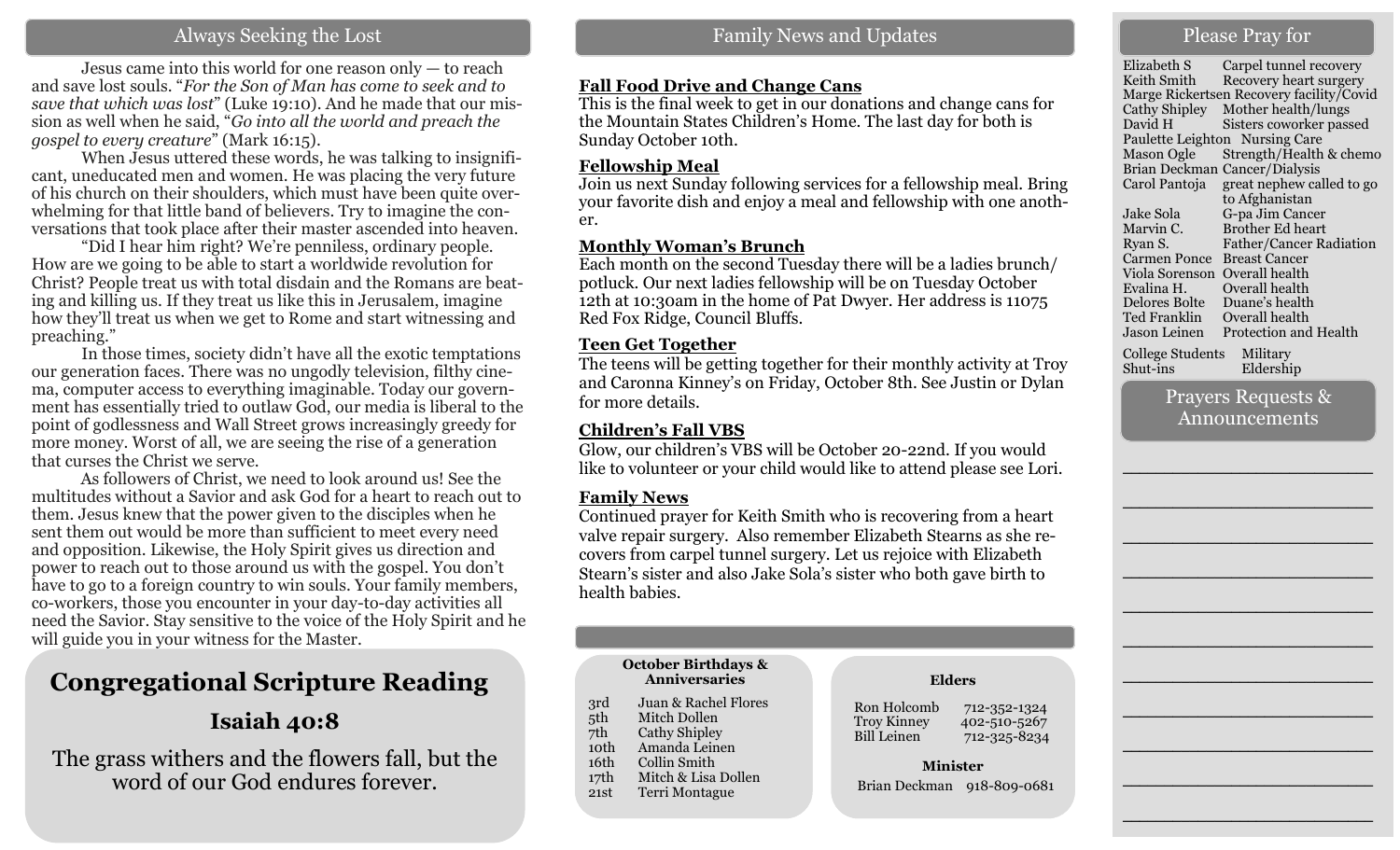## Always Seeking the Lost

Jesus came into this world for one reason only — to reach and save lost souls. "*For the Son of Man has come to seek and to save that which was lost*" (Luke 19:10). And he made that our mission as well when he said, "*Go into all the world and preach the gospel to every creature*" (Mark 16:15).

When Jesus uttered these words, he was talking to insignificant, uneducated men and women. He was placing the very future of his church on their shoulders, which must have been quite overwhelming for that little band of believers. Try to imagine the conversations that took place after their master ascended into heaven.

"Did I hear him right? We're penniless, ordinary people. How are we going to be able to start a worldwide revolution for Christ? People treat us with total disdain and the Romans are beating and killing us. If they treat us like this in Jerusalem, imagine how they'll treat us when we get to Rome and start witnessing and preaching."

In those times, society didn't have all the exotic temptations our generation faces. There was no ungodly television, filthy cinema, computer access to everything imaginable. Today our government has essentially tried to outlaw God, our media is liberal to the point of godlessness and Wall Street grows increasingly greedy for more money. Worst of all, we are seeing the rise of a generation that curses the Christ we serve.

As followers of Christ, we need to look around us! See the multitudes without a Savior and ask God for a heart to reach out to them. Jesus knew that the power given to the disciples when he sent them out would be more than sufficient to meet every need and opposition. Likewise, the Holy Spirit gives us direction and power to reach out to those around us with the gospel. You don't have to go to a foreign country to win souls. Your family members, co-workers, those you encounter in your day-to-day activities all need the Savior. Stay sensitive to the voice of the Holy Spirit and he will guide you in your witness for the Master.

## Congregational Scripture Reading

### Isaiah 40:8

The grass withers and the flowers fall, but the word of our God endures forever.

## Family News and Updates

**Fall Food Drive and Change Cans**

This is the final week to get in our donations and change cans for the Mountain States Children's Home. The last day for both is Sunday October 10th.

**Fellowship Meal**

Join us next Sunday following services for a fellowship meal. Bring your favorite dish and enjoy a meal and fellowship with one another.

**Monthly Woman's Brunch**

Each month on the second Tuesday there will be a ladies brunch/potluck. Our next ladies fellowship will be on Tuesday October 12th at 10:30am in the home of Pat Dwyer. Her address is 11075 Red Fox Ridge, Council Bluffs.

**Teen Get Together**

The teens will be getting together for their monthly activity at Troy and Caronna Kinney's on Friday, October 8th. See Justin or Dylan for more details.

**Children's Fall VBS**

Glow, our children's VBS will be October 20-22nd. If you would like to volunteer or your child would like to attend please see Lori.

**Family News**

Continued prayer for Keith Smith who is recovering from a heart valve repair surgery. Also remember Elizabeth Stearns as she recovers from carpel tunnel surgery. Let us rejoice with Elizabeth Stearn's sister and also Jake Sola's sister who both gave birth to health babies.

**October Birthdays & Anniversaries**

| | |
|---|---|
| 3rd | Juan & Rachel Flores |
| 5th | Mitch Dollen |
| 7th | Cathy Shipley |
| 10th | Amanda Leinen |
| 16th | Collin Smith |
| 17th | Mitch & Lisa Dollen |
| 21st | Terri Montague |

**Elders**

| | |
|---|---|
| Ron Holcomb | 712-352-1324 |
| Troy Kinney | 402-510-5267 |
| Bill Leinen | 712-325-8234 |

**Minister**

Brian Deckman 918-809-0681

## Please Pray for

| | |
|---|---|
| Elizabeth S | Carpel tunnel recovery |
| Keith Smith | Recovery heart surgery |
| Marge Rickertsen | Recovery facility/Covid |
| Cathy Shipley | Mother health/lungs |
| David H | Sisters coworker passed |
| Paulette Leighton | Nursing Care |
| Mason Ogle | Strength/Health & chemo |
| Brian Deckman | Cancer/Dialysis |
| Carol Pantoja | great nephew called to go to Afghanistan |
| Jake Sola | G-pa Jim Cancer |
| Marvin C. | Brother Ed heart |
| Ryan S. | Father/Cancer Radiation |
| Carmen Ponce | Breast Cancer |
| Viola Sorenson | Overall health |
| Evalina H. | Overall health |
| Delores Bolte | Duane's health |
| Ted Franklin | Overall health |
| Jason Leinen | Protection and Health |

| | |
|---|---|
| College Students | Military |
| Shut-ins | Eldership |

## Prayers Requests & Announcements

\_\_\_\_\_\_\_\_\_\_\_\_\_\_\_\_\_\_\_\_\_\_\_\_

\_\_\_\_\_\_\_\_\_\_\_\_\_\_\_\_\_\_\_\_\_\_\_\_

\_\_\_\_\_\_\_\_\_\_\_\_\_\_\_\_\_\_\_\_\_\_\_\_

\_\_\_\_\_\_\_\_\_\_\_\_\_\_\_\_\_\_\_\_\_\_\_\_

\_\_\_\_\_\_\_\_\_\_\_\_\_\_\_\_\_\_\_\_\_\_\_\_

\_\_\_\_\_\_\_\_\_\_\_\_\_\_\_\_\_\_\_\_\_\_\_\_

\_\_\_\_\_\_\_\_\_\_\_\_\_\_\_\_\_\_\_\_\_\_\_\_

\_\_\_\_\_\_\_\_\_\_\_\_\_\_\_\_\_\_\_\_\_\_\_\_

\_\_\_\_\_\_\_\_\_\_\_\_\_\_\_\_\_\_\_\_\_\_\_\_

\_\_\_\_\_\_\_\_\_\_\_\_\_\_\_\_\_\_\_\_\_\_\_\_

\_\_\_\_\_\_\_\_\_\_\_\_\_\_\_\_\_\_\_\_\_\_\_\_